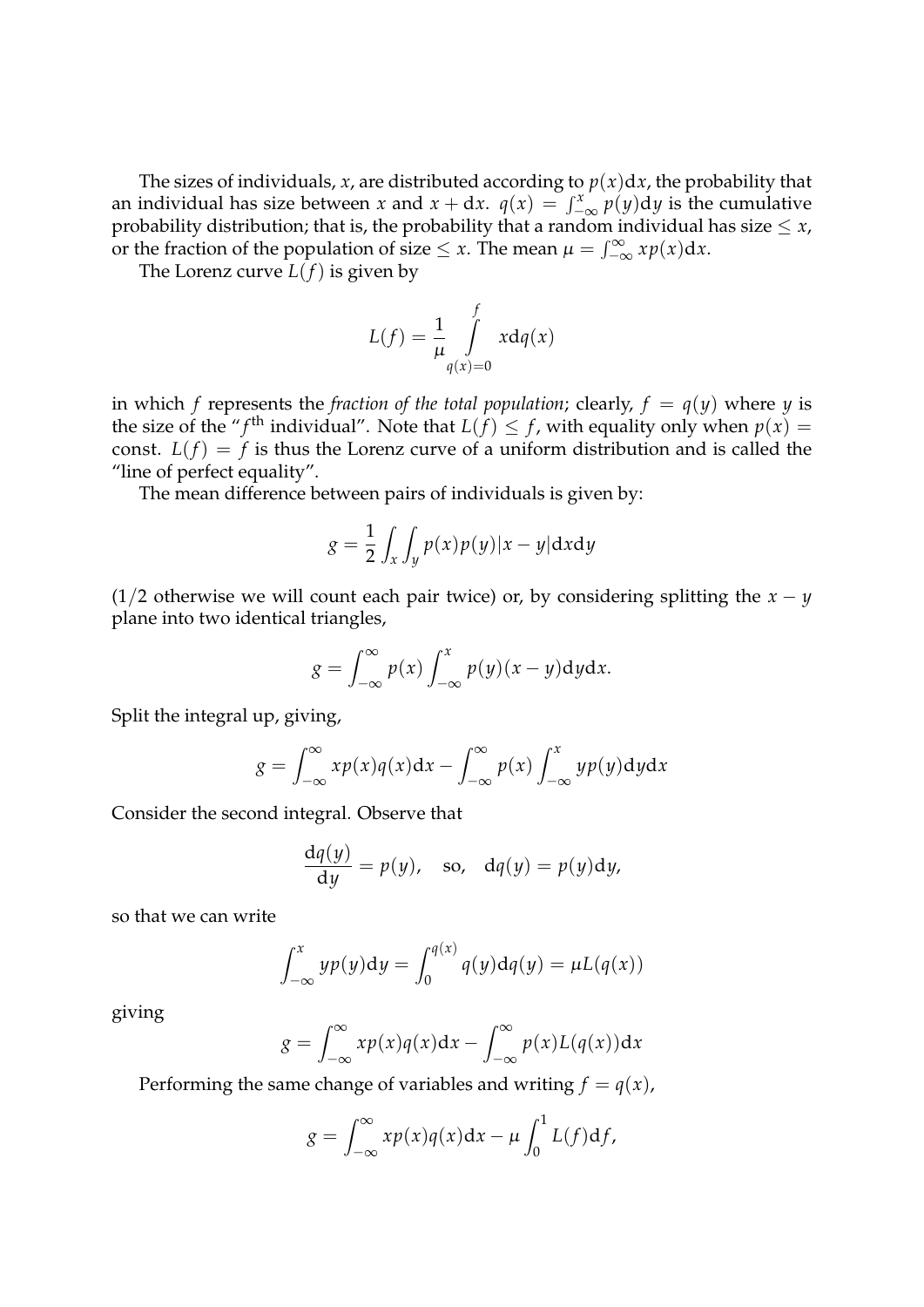The sizes of individuals, $x$, are distributed according to $p(x)\mathrm{d}x$, the probability that an individual has size between $x$ and $x + \mathrm{d}x$. $q(x) = \int_{-\infty}^{x} p(y)\mathrm{d}y$ is the cumulative probability distribution; that is, the probability that a random individual has size $\leq x$, or the fraction of the population of size $\leq x$. The mean $\mu = \int_{-\infty}^{\infty} xp(x)\mathrm{d}x$.

The Lorenz curve $L(f)$ is given by

$$L(f) = \frac{1}{\mu} \int\limits_{q(x)=0}^{f} x\mathrm{d}q(x)$$

in which $f$ represents the *fraction of the total population*; clearly, $f = q(y)$ where $y$ is the size of the "$f^{\text{th}}$ individual". Note that $L(f) \leq f$, with equality only when $p(x) = $ const. $L(f) = f$ is thus the Lorenz curve of a uniform distribution and is called the "line of perfect equality".

The mean difference between pairs of individuals is given by:

$$g = \frac{1}{2} \int_x \int_y p(x)p(y)|x - y|\mathrm{d}x\mathrm{d}y$$

(1/2 otherwise we will count each pair twice) or, by considering splitting the $x - y$ plane into two identical triangles,

$$g = \int_{-\infty}^{\infty} p(x) \int_{-\infty}^{x} p(y)(x - y)\mathrm{d}y\mathrm{d}x.$$

Split the integral up, giving,

$$g = \int_{-\infty}^{\infty} xp(x)q(x)\mathrm{d}x - \int_{-\infty}^{\infty} p(x) \int_{-\infty}^{x} yp(y)\mathrm{d}y\mathrm{d}x$$

Consider the second integral. Observe that

$$\frac{\mathrm{d}q(y)}{\mathrm{d}y} = p(y), \quad \text{so,} \quad \mathrm{d}q(y) = p(y)\mathrm{d}y,$$

so that we can write

$$\int_{-\infty}^{x} yp(y)\mathrm{d}y = \int_{0}^{q(x)} q(y)\mathrm{d}q(y) = \mu L(q(x))$$

giving

$$g = \int_{-\infty}^{\infty} xp(x)q(x)\mathrm{d}x - \int_{-\infty}^{\infty} p(x)L(q(x))\mathrm{d}x$$

Performing the same change of variables and writing $f = q(x)$,

$$g = \int_{-\infty}^{\infty} xp(x)q(x)\mathrm{d}x - \mu \int_{0}^{1} L(f)\mathrm{d}f,$$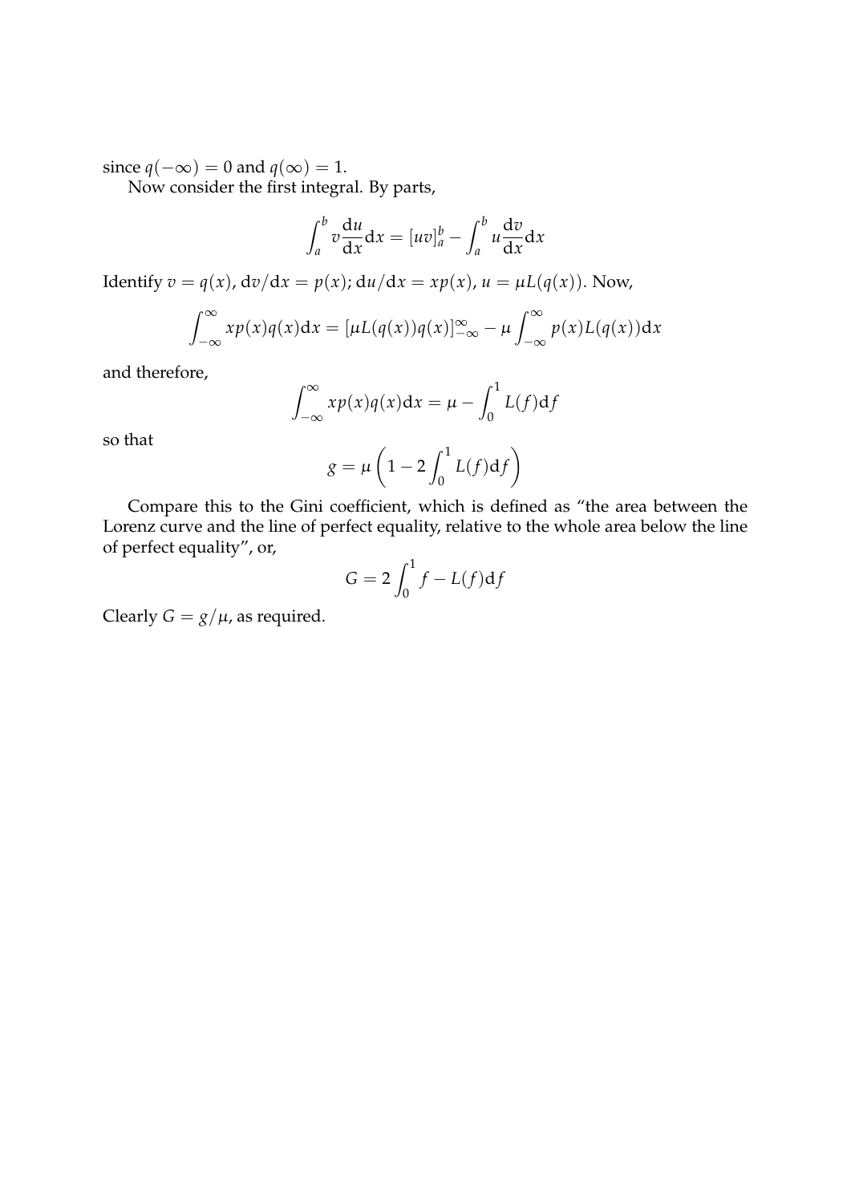since $q(-\infty) = 0$ and $q(\infty) = 1$.

Now consider the first integral. By parts,

$$\int_a^b v \frac{\mathrm{d}u}{\mathrm{d}x} \mathrm{d}x = [uv]_a^b - \int_a^b u \frac{\mathrm{d}v}{\mathrm{d}x} \mathrm{d}x$$

Identify $v = q(x)$, $\mathrm{d}v/\mathrm{d}x = p(x)$; $\mathrm{d}u/\mathrm{d}x = xp(x)$, $u = \mu L(q(x))$. Now,

$$\int_{-\infty}^{\infty} xp(x)q(x)\mathrm{d}x = [\mu L(q(x))q(x)]_{-\infty}^{\infty} - \mu \int_{-\infty}^{\infty} p(x)L(q(x))\mathrm{d}x$$

and therefore,

$$\int_{-\infty}^{\infty} xp(x)q(x)\mathrm{d}x = \mu - \int_0^1 L(f)\mathrm{d}f$$

so that

$$g = \mu \left( 1 - 2\int_0^1 L(f)\mathrm{d}f \right)$$

Compare this to the Gini coefficient, which is defined as "the area between the Lorenz curve and the line of perfect equality, relative to the whole area below the line of perfect equality", or,

$$G = 2\int_0^1 f - L(f)\mathrm{d}f$$

Clearly $G = g/\mu$, as required.